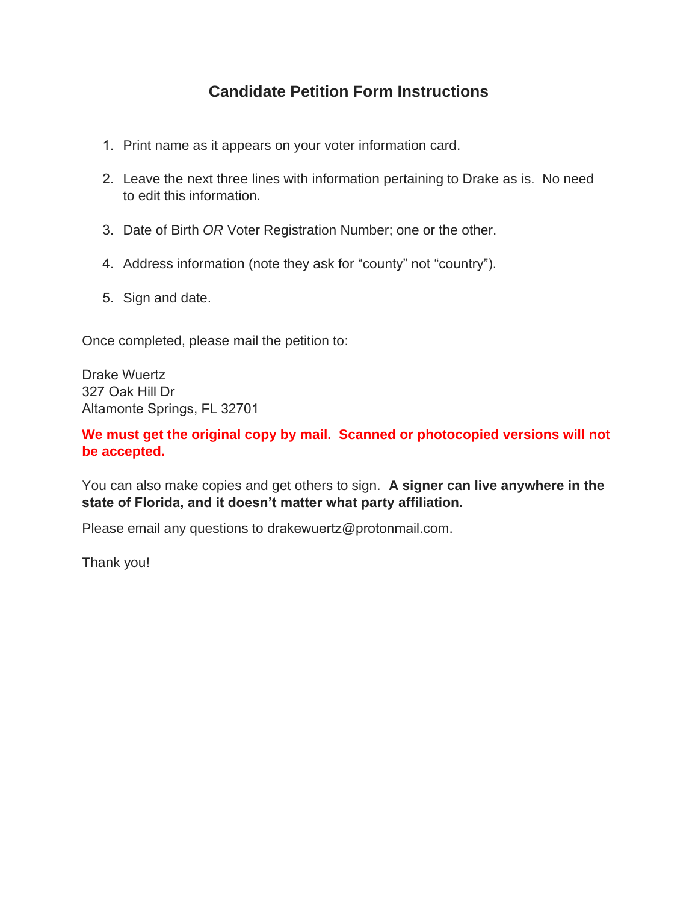# Candidate Petition Form Instructions

1. Print name as it appears on your voter information card.

2. Leave the next three lines with information pertaining to Drake as is. No need to edit this information.

3. Date of Birth *OR* Voter Registration Number; one or the other.

4. Address information (note they ask for "county" not "country").

5. Sign and date.

Once completed, please mail the petition to:

Drake Wuertz
327 Oak Hill Dr
Altamonte Springs, FL 32701

**We must get the original copy by mail. Scanned or photocopied versions will not be accepted.**

You can also make copies and get others to sign. **A signer can live anywhere in the state of Florida, and it doesn't matter what party affiliation.**

Please email any questions to drakewuertz@protonmail.com.

Thank you!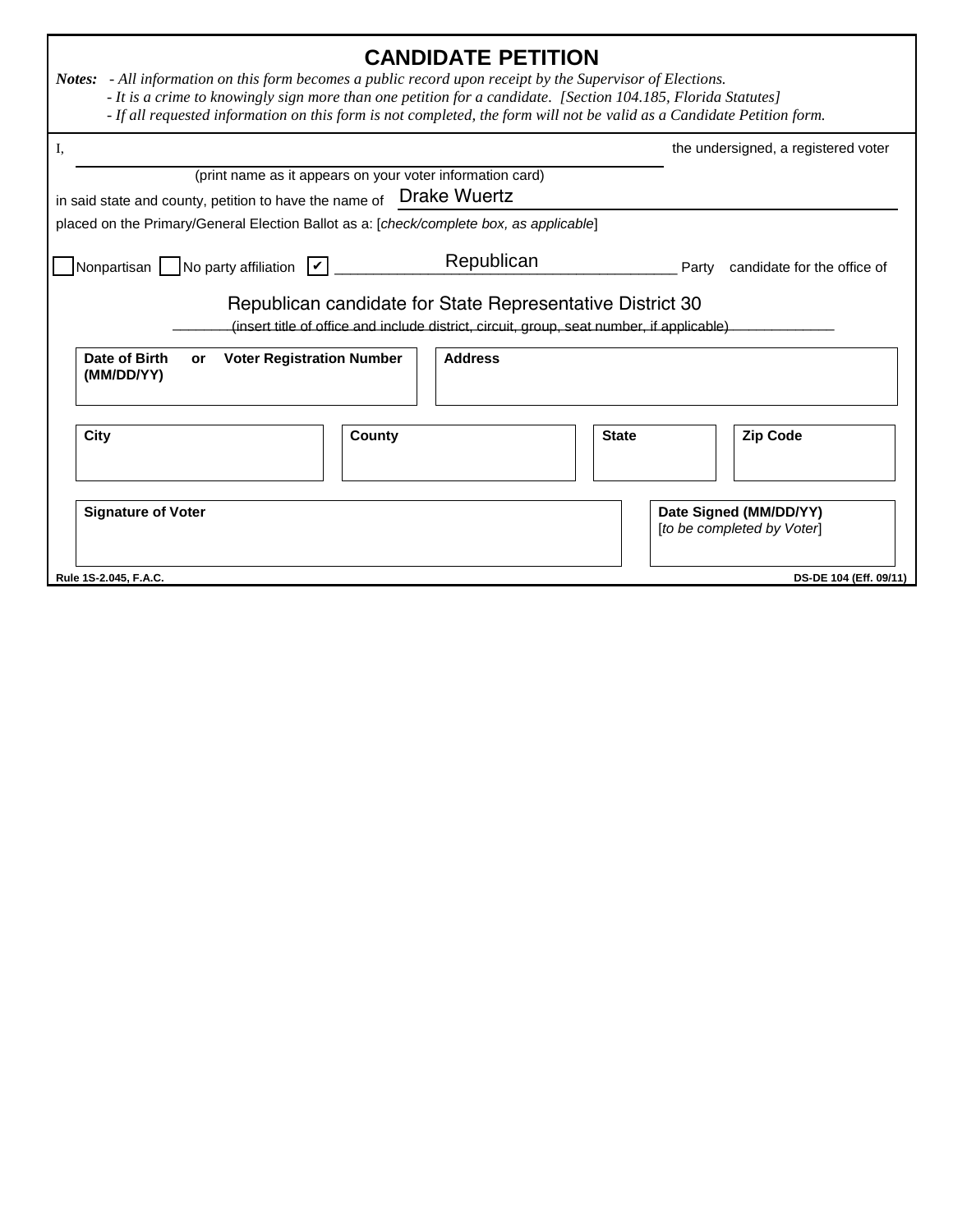# CANDIDATE PETITION

***Notes:*** *- All information on this form becomes a public record upon receipt by the Supervisor of Elections.*
*- It is a crime to knowingly sign more than one petition for a candidate. [Section 104.185, Florida Statutes]*
*- If all requested information on this form is not completed, the form will not be valid as a Candidate Petition form.*

I, ______________________________________________ the undersigned, a registered voter
(print name as it appears on your voter information card)

in said state and county, petition to have the name of Drake Wuertz

placed on the Primary/General Election Ballot as a: [*check/complete box, as applicable*]

☐ Nonpartisan ☐ No party affiliation ☑ Republican Party candidate for the office of

Republican candidate for State Representative District 30
(insert title of office and include district, circuit, group, seat number, if applicable)

| **Date of Birth (MM/DD/YY) or Voter Registration Number** | **Address** |
|---|---|
| | |

| **City** | **County** | **State** | **Zip Code** |
|---|---|---|---|
| | | | |

| **Signature of Voter** | **Date Signed (MM/DD/YY)** [*to be completed by Voter*] |
|---|---|
| | |

**Rule 1S-2.045, F.A.C.** **DS-DE 104 (Eff. 09/11)**